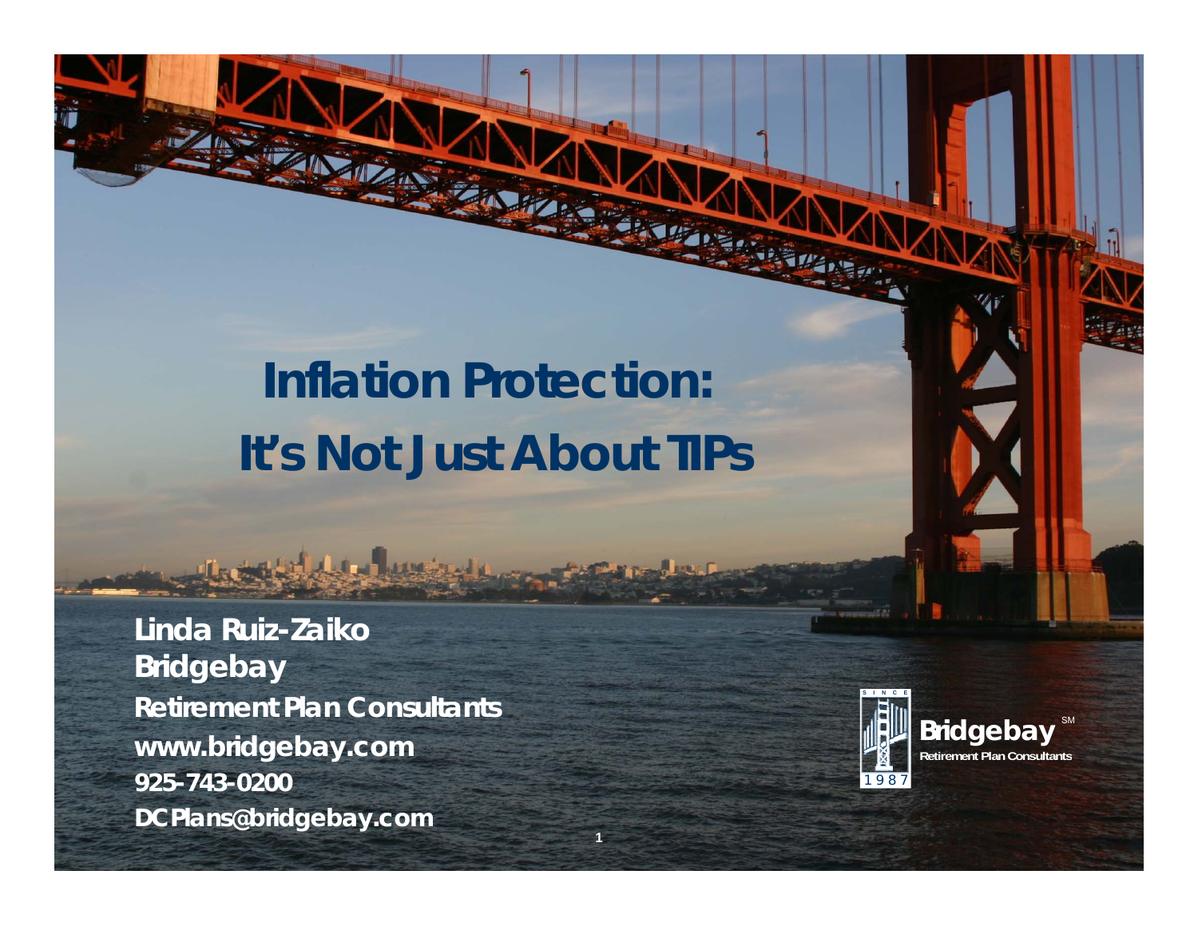# Inflation Protection:
# It's Not Just About TIPs

**Linda Ruiz-Zaiko**
**Bridgebay**
**Retirement Plan Consultants**
**www.bridgebay.com**
**925-743-0200**
**DCPlans@bridgebay.com**

Bridgebay℠
Retirement Plan Consultants
SINCE 1987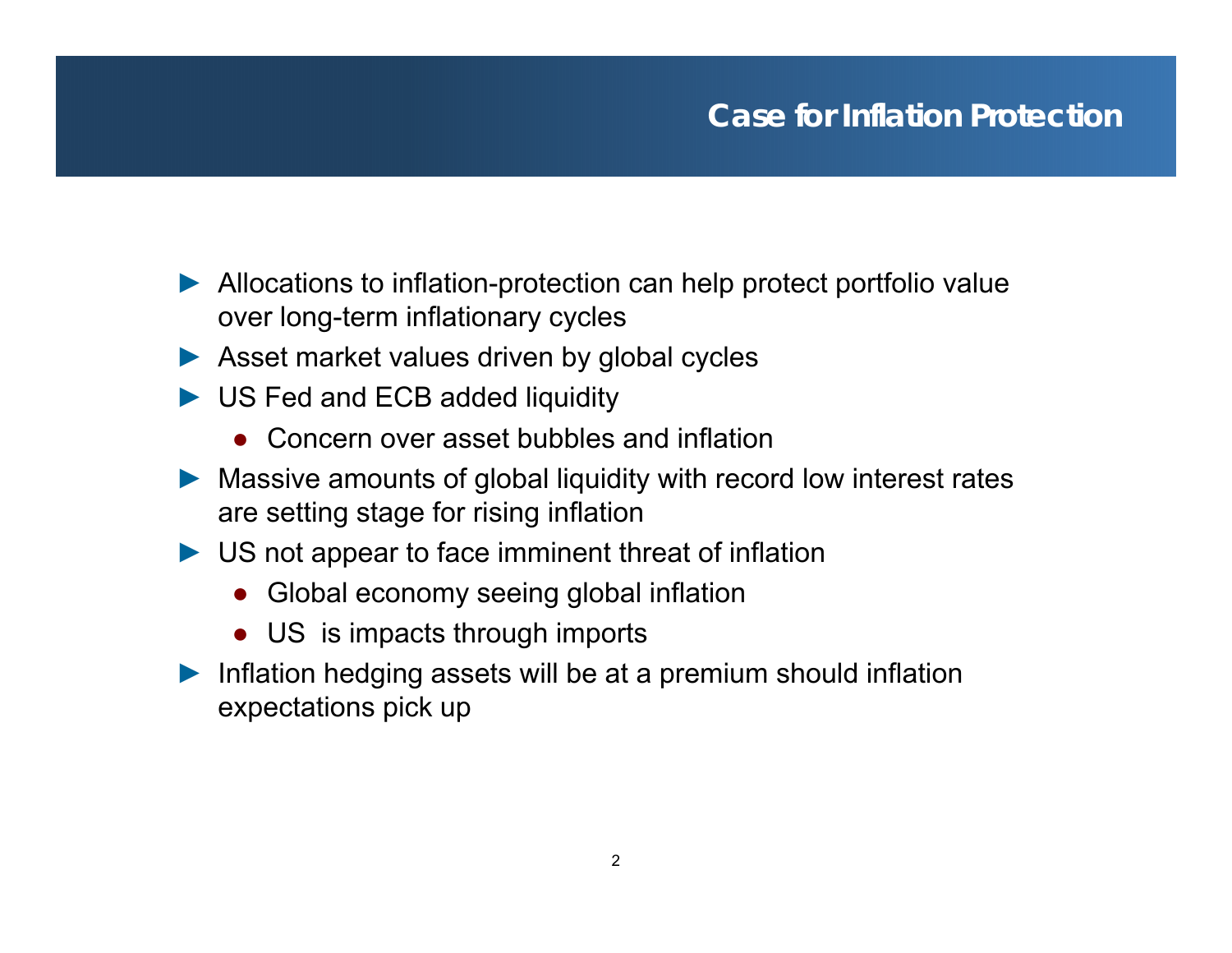# Case for Inflation Protection

- Allocations to inflation-protection can help protect portfolio value over long-term inflationary cycles
- Asset market values driven by global cycles
- US Fed and ECB added liquidity
  - Concern over asset bubbles and inflation
- Massive amounts of global liquidity with record low interest rates are setting stage for rising inflation
- US not appear to face imminent threat of inflation
  - Global economy seeing global inflation
  - US is impacts through imports
- Inflation hedging assets will be at a premium should inflation expectations pick up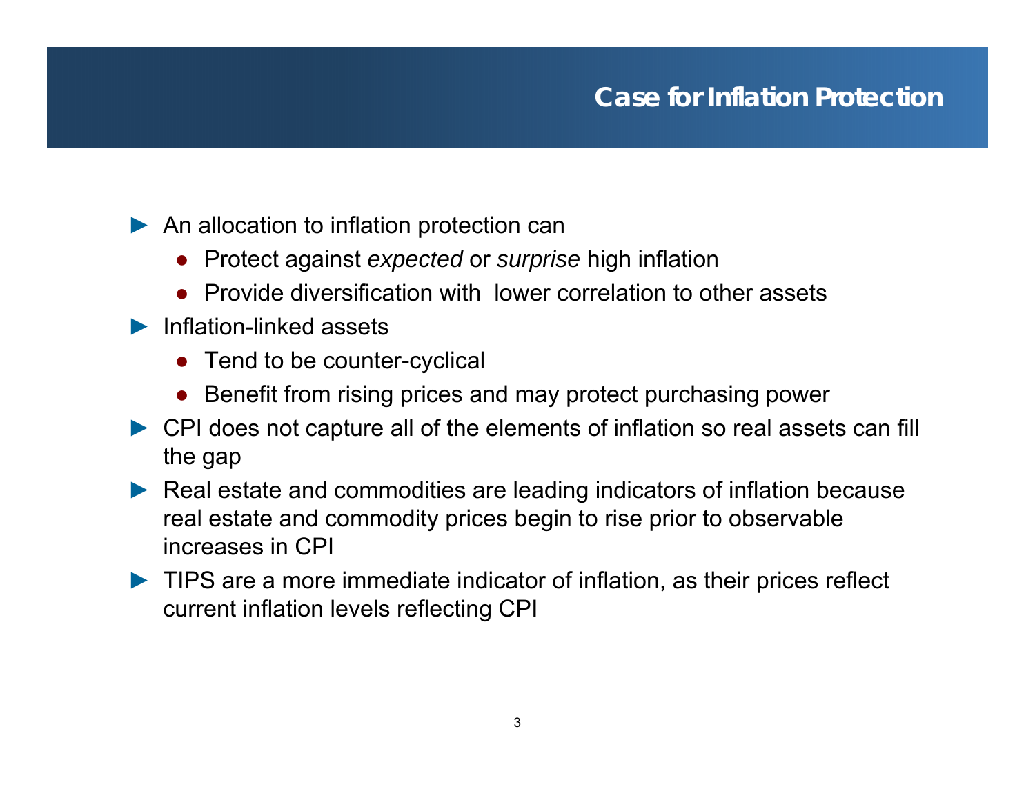# Case for Inflation Protection

- An allocation to inflation protection can
  - Protect against *expected* or *surprise* high inflation
  - Provide diversification with lower correlation to other assets
- Inflation-linked assets
  - Tend to be counter-cyclical
  - Benefit from rising prices and may protect purchasing power
- CPI does not capture all of the elements of inflation so real assets can fill the gap
- Real estate and commodities are leading indicators of inflation because real estate and commodity prices begin to rise prior to observable increases in CPI
- TIPS are a more immediate indicator of inflation, as their prices reflect current inflation levels reflecting CPI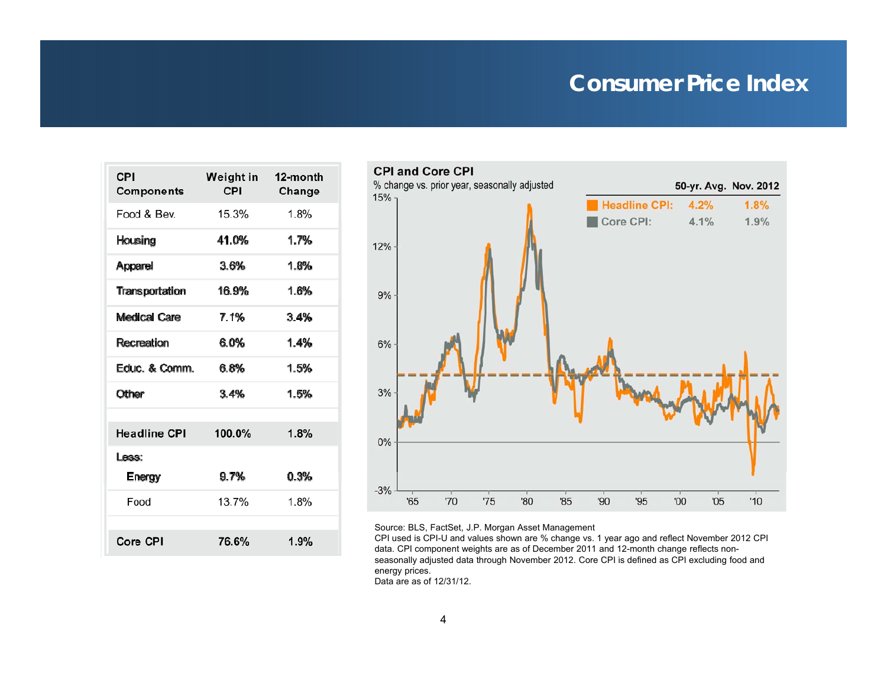# Consumer Price Index

| CPI Components | Weight in CPI | 12-month Change |
|---|---|---|
| Food & Bev. | 15.3% | 1.8% |
| Housing | 41.0% | 1.7% |
| Apparel | 3.6% | 1.8% |
| Transportation | 16.9% | 1.6% |
| Medical Care | 7.1% | 3.4% |
| Recreation | 6.0% | 1.4% |
| Educ. & Comm. | 6.8% | 1.5% |
| Other | 3.4% | 1.5% |
| **Headline CPI** | **100.0%** | **1.8%** |
| Less: | | |
| Energy | 9.7% | 0.3% |
| Food | 13.7% | 1.8% |
| **Core CPI** | **76.6%** | **1.9%** |

**CPI and Core CPI**

% change vs. prior year, seasonally adjusted

| | 50-yr. Avg. | Nov. 2012 |
|---|---|---|
| Headline CPI: | 4.2% | 1.8% |
| Core CPI: | 4.1% | 1.9% |

Source: BLS, FactSet, J.P. Morgan Asset Management

CPI used is CPI-U and values shown are % change vs. 1 year ago and reflect November 2012 CPI data. CPI component weights are as of December 2011 and 12-month change reflects non-seasonally adjusted data through November 2012. Core CPI is defined as CPI excluding food and energy prices.

Data are as of 12/31/12.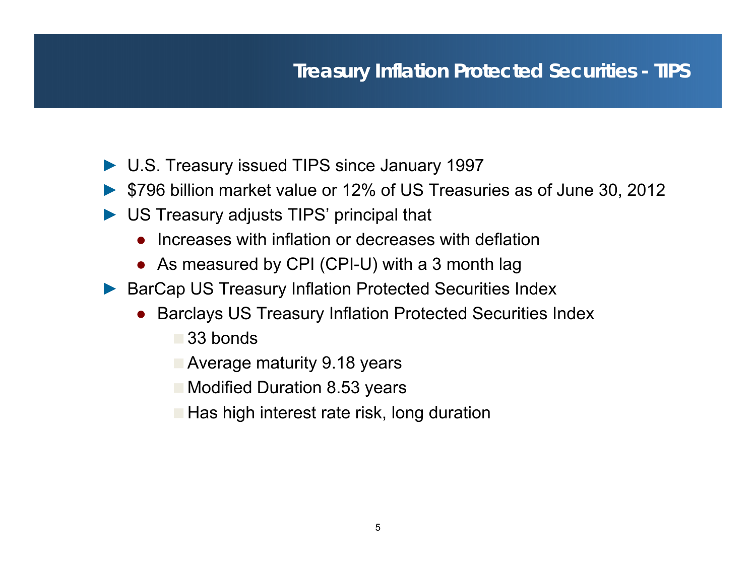# Treasury Inflation Protected Securities - TIPS

- U.S. Treasury issued TIPS since January 1997
- $796 billion market value or 12% of US Treasuries as of June 30, 2012
- US Treasury adjusts TIPS' principal that
  - Increases with inflation or decreases with deflation
  - As measured by CPI (CPI-U) with a 3 month lag
- BarCap US Treasury Inflation Protected Securities Index
  - Barclays US Treasury Inflation Protected Securities Index
    - 33 bonds
    - Average maturity 9.18 years
    - Modified Duration 8.53 years
    - Has high interest rate risk, long duration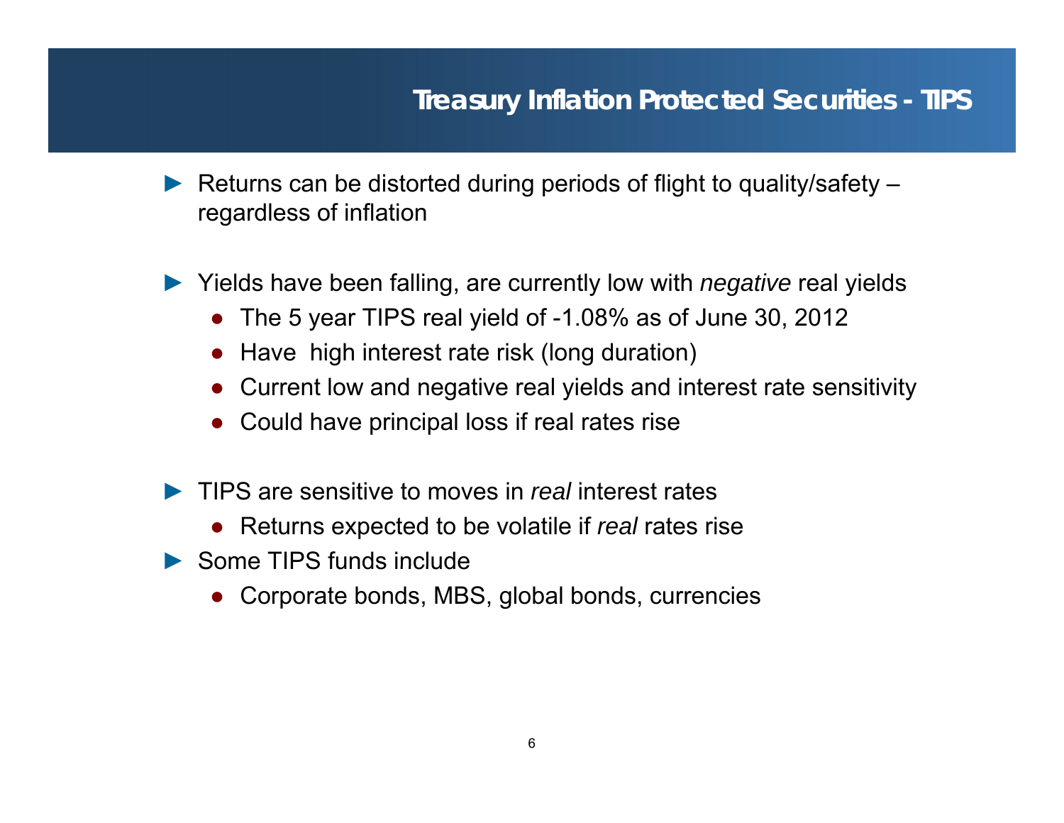## Treasury Inflation Protected Securities - TIPS

- Returns can be distorted during periods of flight to quality/safety – regardless of inflation

- Yields have been falling, are currently low with *negative* real yields
  - The 5 year TIPS real yield of -1.08% as of June 30, 2012
  - Have high interest rate risk (long duration)
  - Current low and negative real yields and interest rate sensitivity
  - Could have principal loss if real rates rise

- TIPS are sensitive to moves in *real* interest rates
  - Returns expected to be volatile if *real* rates rise
- Some TIPS funds include
  - Corporate bonds, MBS, global bonds, currencies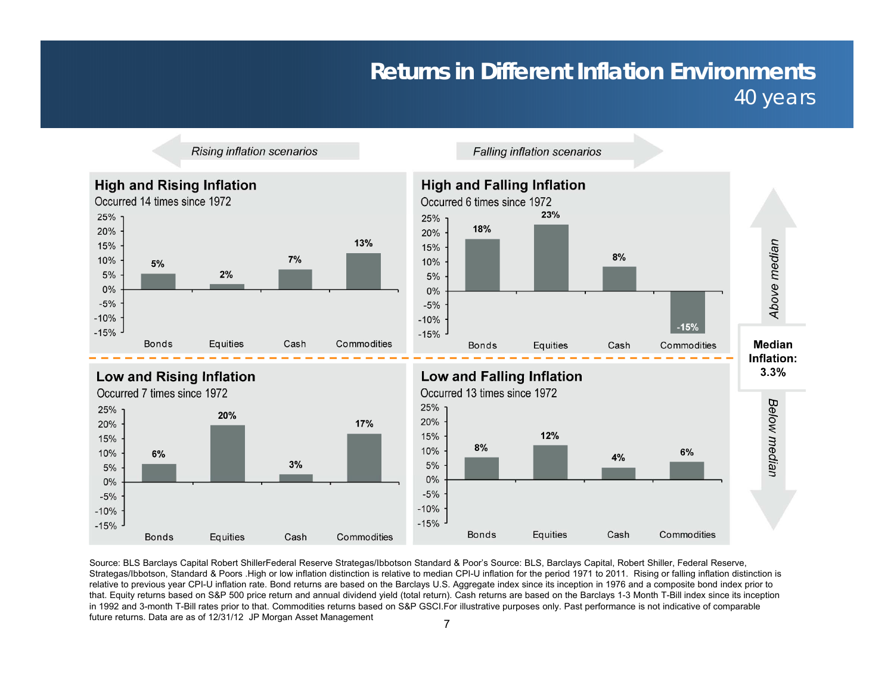# Returns in Different Inflation Environments

40 years

*Rising inflation scenarios* | *Falling inflation scenarios*

## High and Rising Inflation

Occurred 14 times since 1972

| Bonds | Equities | Cash | Commodities |
|---|---|---|---|
| 5% | 2% | 7% | 13% |

## High and Falling Inflation

Occurred 6 times since 1972

| Bonds | Equities | Cash | Commodities |
|---|---|---|---|
| 18% | 23% | 8% | -15% |

*Above median*

**Median Inflation: 3.3%**

*Below median*

## Low and Rising Inflation

Occurred 7 times since 1972

| Bonds | Equities | Cash | Commodities |
|---|---|---|---|
| 6% | 20% | 3% | 17% |

## Low and Falling Inflation

Occurred 13 times since 1972

| Bonds | Equities | Cash | Commodities |
|---|---|---|---|
| 8% | 12% | 4% | 6% |

Source: BLS Barclays Capital Robert ShillerFederal Reserve Strategas/Ibbotson Standard & Poor's Source: BLS, Barclays Capital, Robert Shiller, Federal Reserve, Strategas/Ibbotson, Standard & Poors .High or low inflation distinction is relative to median CPI-U inflation for the period 1971 to 2011. Rising or falling inflation distinction is relative to previous year CPI-U inflation rate. Bond returns are based on the Barclays U.S. Aggregate index since its inception in 1976 and a composite bond index prior to that. Equity returns based on S&P 500 price return and annual dividend yield (total return). Cash returns are based on the Barclays 1-3 Month T-Bill index since its inception in 1992 and 3-month T-Bill rates prior to that. Commodities returns based on S&P GSCI.For illustrative purposes only. Past performance is not indicative of comparable future returns. Data are as of 12/31/12 JP Morgan Asset Management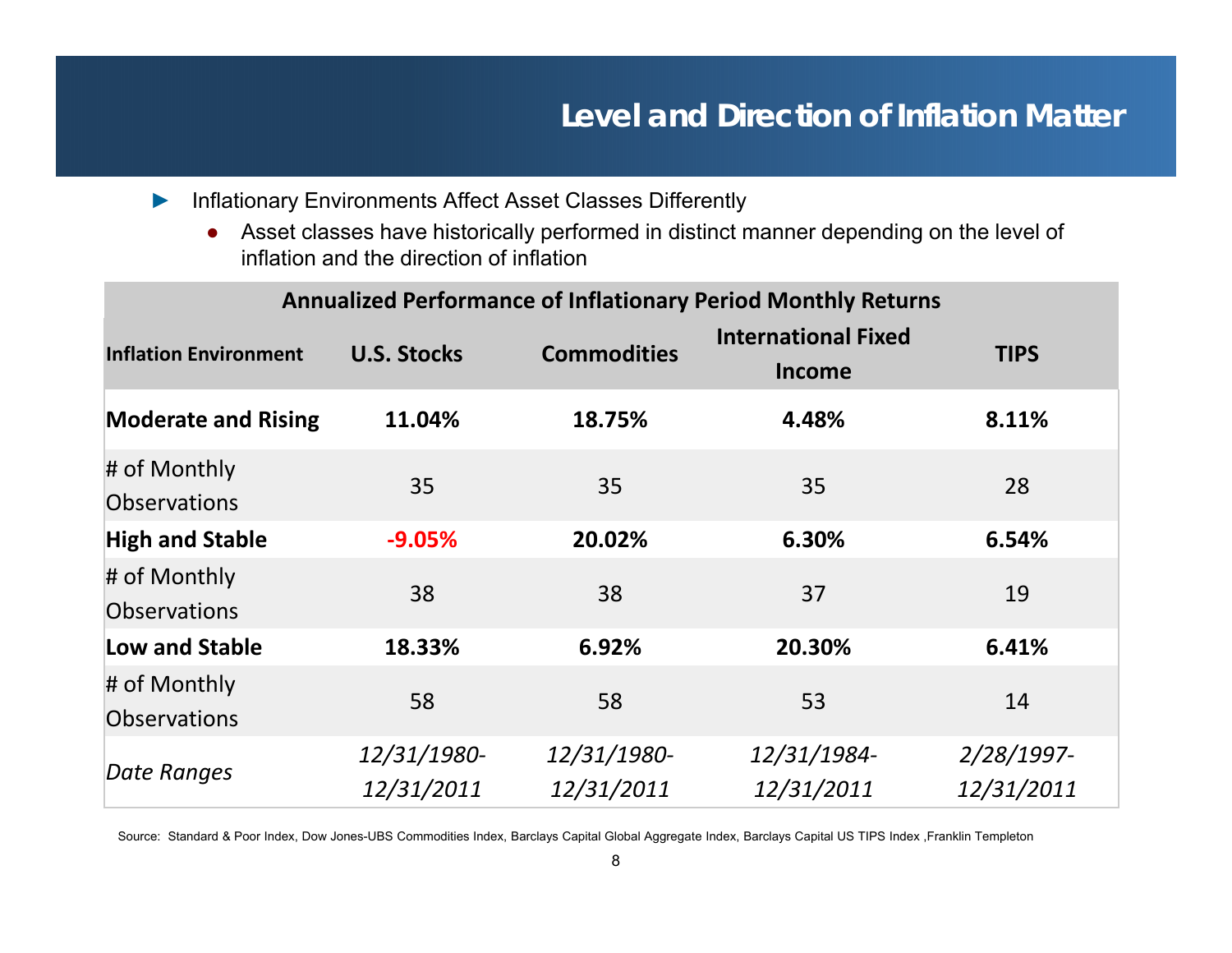# Level and Direction of Inflation Matter

- Inflationary Environments Affect Asset Classes Differently
  - Asset classes have historically performed in distinct manner depending on the level of inflation and the direction of inflation

| Annualized Performance of Inflationary Period Monthly Returns | | | | |
|---|---|---|---|---|
| **Inflation Environment** | **U.S. Stocks** | **Commodities** | **International Fixed Income** | **TIPS** |
| **Moderate and Rising** | **11.04%** | **18.75%** | **4.48%** | **8.11%** |
| # of Monthly Observations | 35 | 35 | 35 | 28 |
| **High and Stable** | **-9.05%** | **20.02%** | **6.30%** | **6.54%** |
| # of Monthly Observations | 38 | 38 | 37 | 19 |
| **Low and Stable** | **18.33%** | **6.92%** | **20.30%** | **6.41%** |
| # of Monthly Observations | 58 | 58 | 53 | 14 |
| *Date Ranges* | *12/31/1980-12/31/2011* | *12/31/1980-12/31/2011* | *12/31/1984-12/31/2011* | *2/28/1997-12/31/2011* |

Source: Standard & Poor Index, Dow Jones-UBS Commodities Index, Barclays Capital Global Aggregate Index, Barclays Capital US TIPS Index ,Franklin Templeton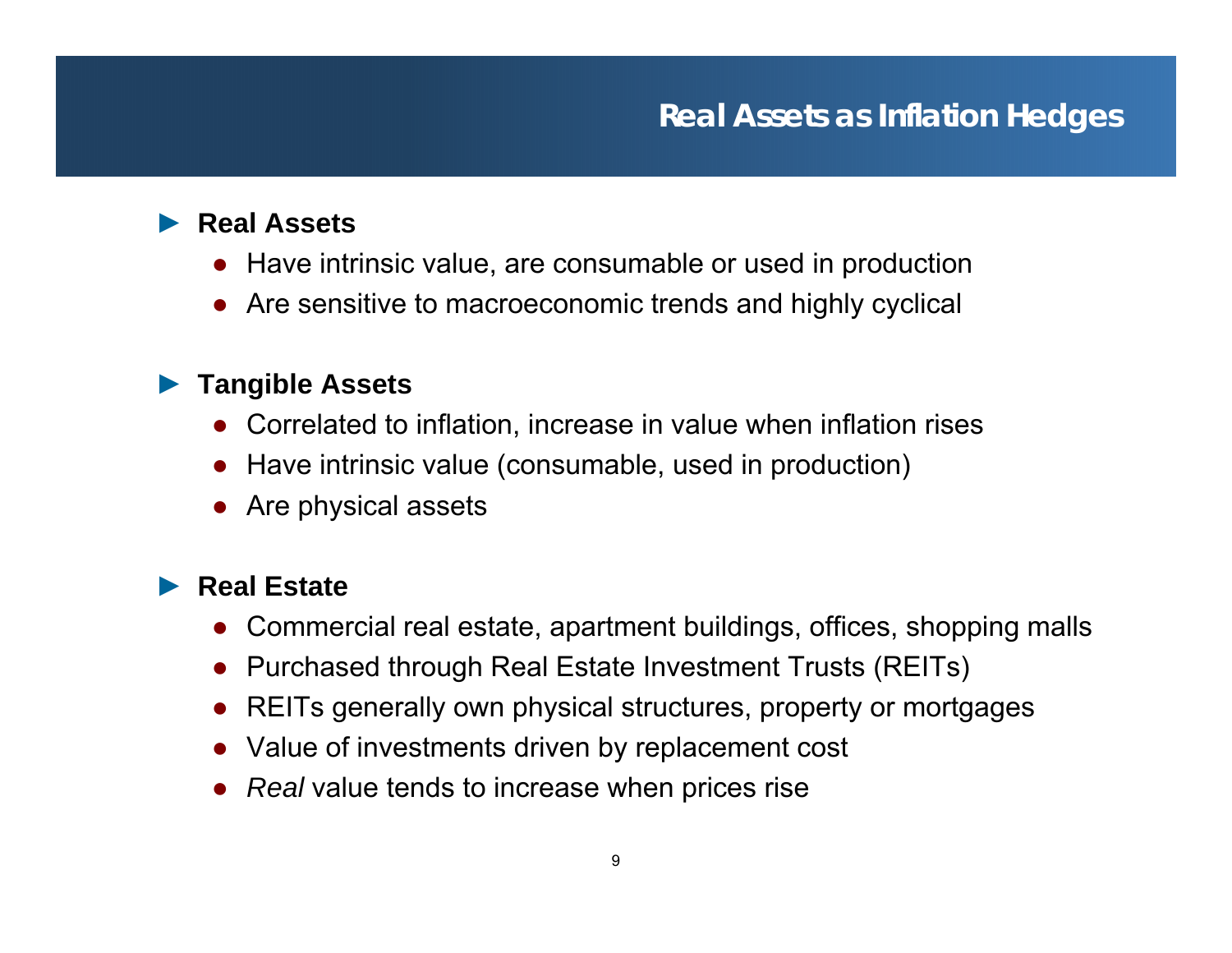# Real Assets as Inflation Hedges

## Real Assets

- Have intrinsic value, are consumable or used in production
- Are sensitive to macroeconomic trends and highly cyclical

## Tangible Assets

- Correlated to inflation, increase in value when inflation rises
- Have intrinsic value (consumable, used in production)
- Are physical assets

## Real Estate

- Commercial real estate, apartment buildings, offices, shopping malls
- Purchased through Real Estate Investment Trusts (REITs)
- REITs generally own physical structures, property or mortgages
- Value of investments driven by replacement cost
- *Real* value tends to increase when prices rise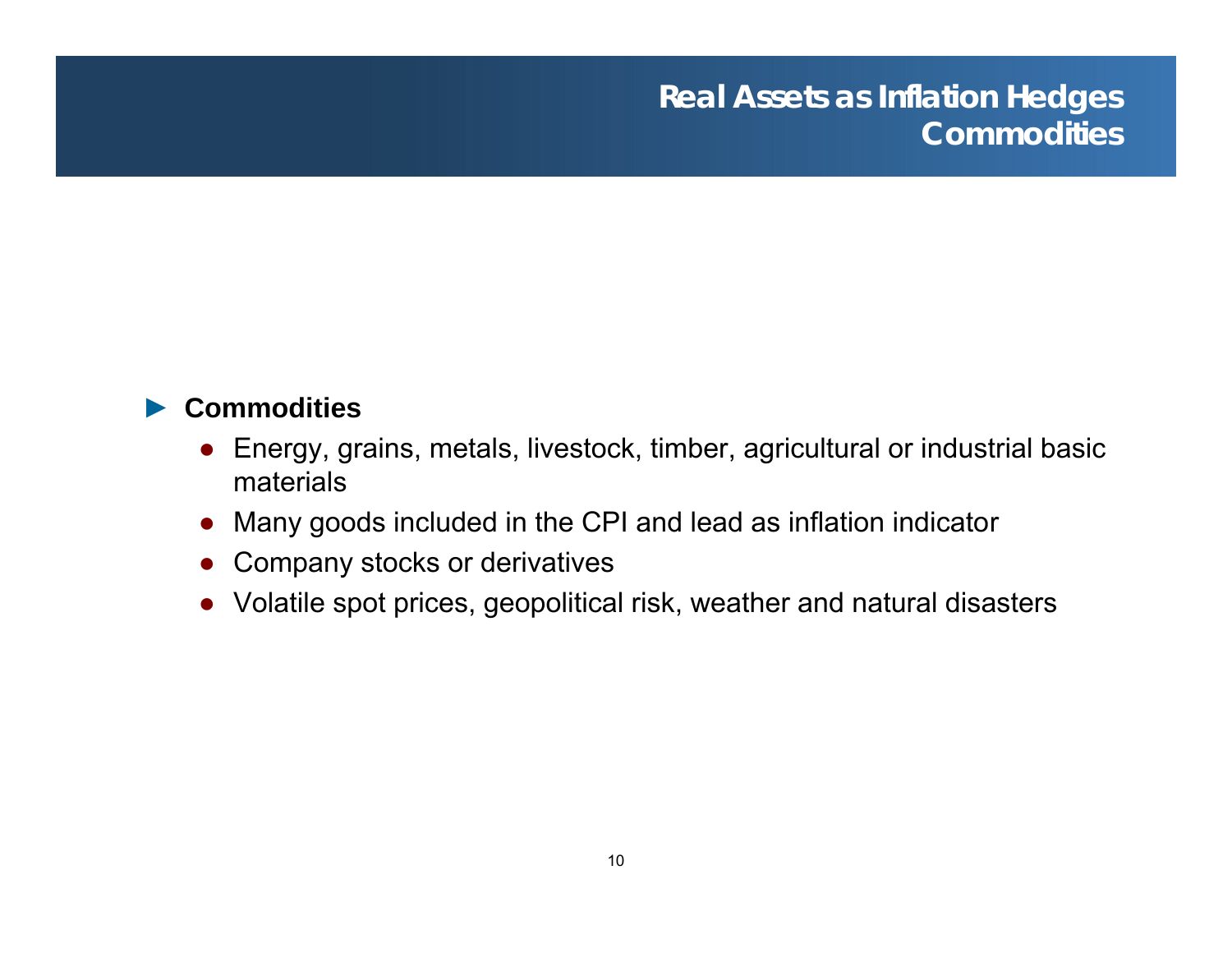# Real Assets as Inflation Hedges
## Commodities

- **Commodities**
  - Energy, grains, metals, livestock, timber, agricultural or industrial basic materials
  - Many goods included in the CPI and lead as inflation indicator
  - Company stocks or derivatives
  - Volatile spot prices, geopolitical risk, weather and natural disasters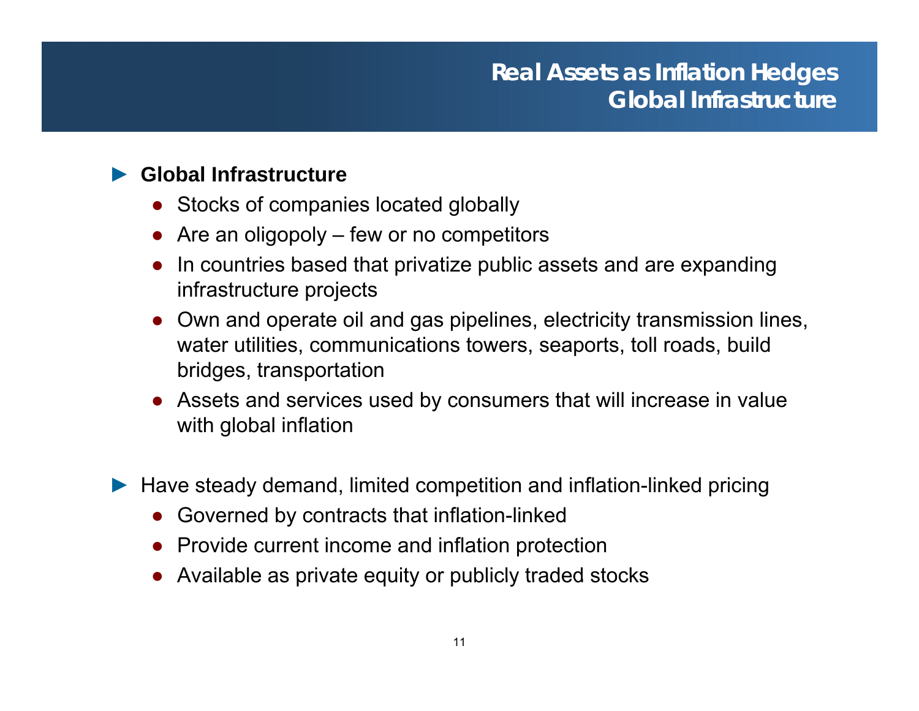# Real Assets as Inflation Hedges
## Global Infrastructure

- **Global Infrastructure**
  - Stocks of companies located globally
  - Are an oligopoly – few or no competitors
  - In countries based that privatize public assets and are expanding infrastructure projects
  - Own and operate oil and gas pipelines, electricity transmission lines, water utilities, communications towers, seaports, toll roads, build bridges, transportation
  - Assets and services used by consumers that will increase in value with global inflation

- Have steady demand, limited competition and inflation-linked pricing
  - Governed by contracts that inflation-linked
  - Provide current income and inflation protection
  - Available as private equity or publicly traded stocks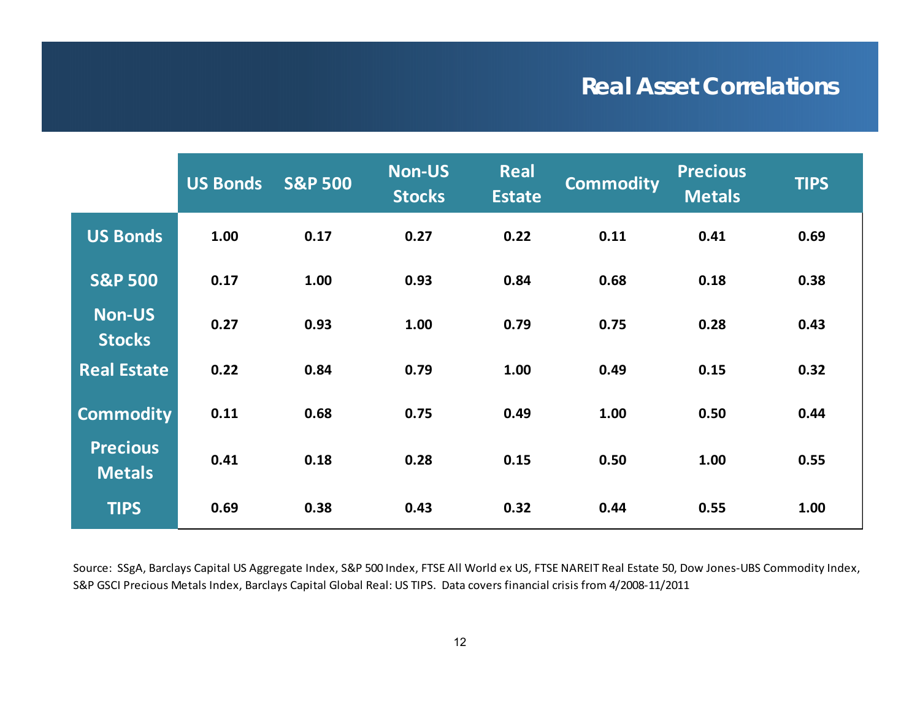# Real Asset Correlations

| | US Bonds | S&P 500 | Non-US Stocks | Real Estate | Commodity | Precious Metals | TIPS |
|---|---|---|---|---|---|---|---|
| **US Bonds** | 1.00 | 0.17 | 0.27 | 0.22 | 0.11 | 0.41 | 0.69 |
| **S&P 500** | 0.17 | 1.00 | 0.93 | 0.84 | 0.68 | 0.18 | 0.38 |
| **Non-US Stocks** | 0.27 | 0.93 | 1.00 | 0.79 | 0.75 | 0.28 | 0.43 |
| **Real Estate** | 0.22 | 0.84 | 0.79 | 1.00 | 0.49 | 0.15 | 0.32 |
| **Commodity** | 0.11 | 0.68 | 0.75 | 0.49 | 1.00 | 0.50 | 0.44 |
| **Precious Metals** | 0.41 | 0.18 | 0.28 | 0.15 | 0.50 | 1.00 | 0.55 |
| **TIPS** | 0.69 | 0.38 | 0.43 | 0.32 | 0.44 | 0.55 | 1.00 |

Source: SSgA, Barclays Capital US Aggregate Index, S&P 500 Index, FTSE All World ex US, FTSE NAREIT Real Estate 50, Dow Jones-UBS Commodity Index, S&P GSCI Precious Metals Index, Barclays Capital Global Real: US TIPS. Data covers financial crisis from 4/2008-11/2011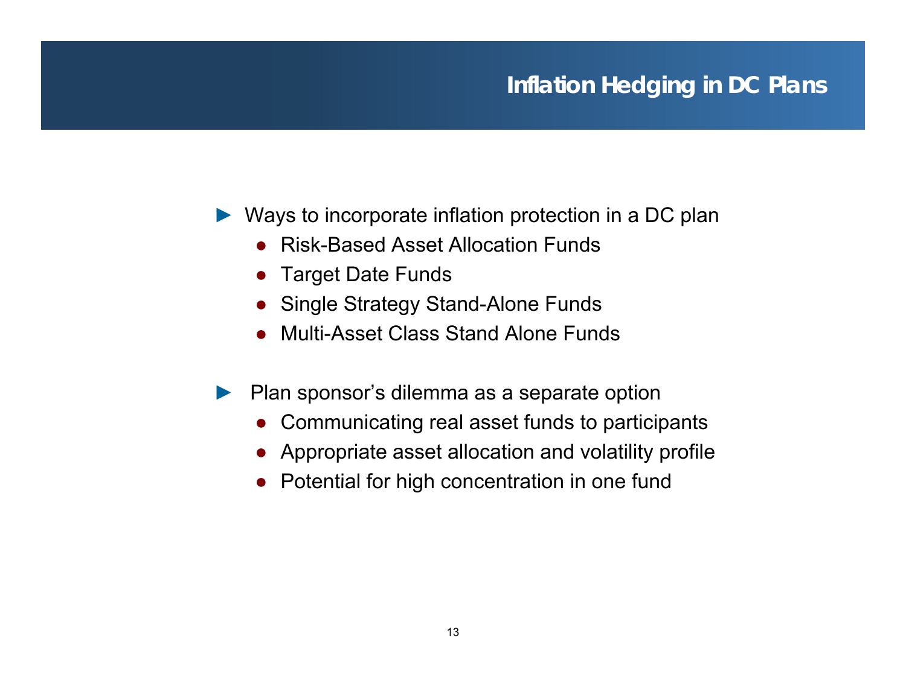# Inflation Hedging in DC Plans

- Ways to incorporate inflation protection in a DC plan
  - Risk-Based Asset Allocation Funds
  - Target Date Funds
  - Single Strategy Stand-Alone Funds
  - Multi-Asset Class Stand Alone Funds

- Plan sponsor's dilemma as a separate option
  - Communicating real asset funds to participants
  - Appropriate asset allocation and volatility profile
  - Potential for high concentration in one fund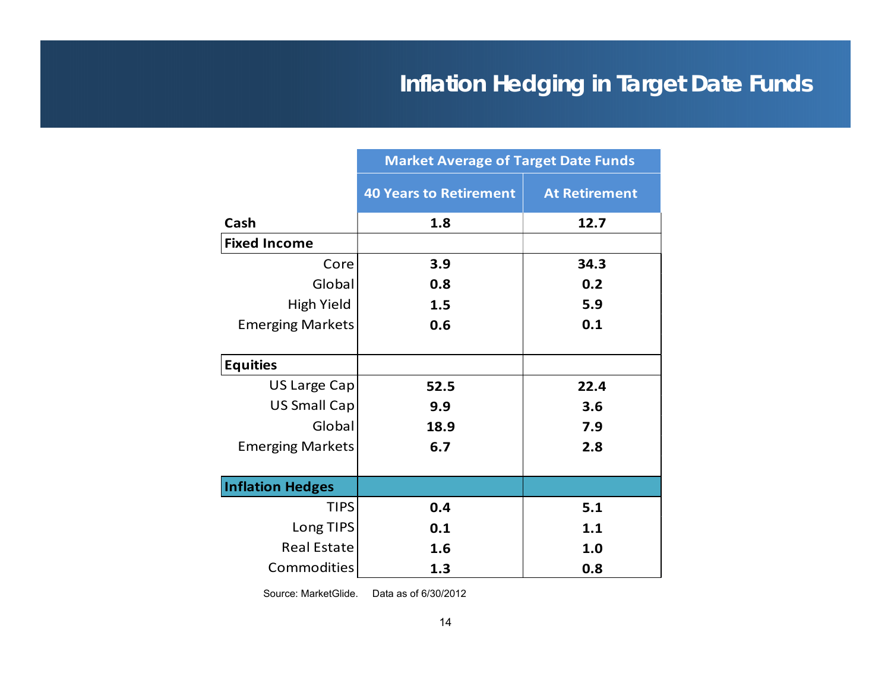# Inflation Hedging in Target Date Funds

| | Market Average of Target Date Funds | |
|---|---|---|
| | **40 Years to Retirement** | **At Retirement** |
| **Cash** | **1.8** | **12.7** |
| **Fixed Income** | | |
| Core | **3.9** | **34.3** |
| Global | **0.8** | **0.2** |
| High Yield | **1.5** | **5.9** |
| Emerging Markets | **0.6** | **0.1** |
| **Equities** | | |
| US Large Cap | **52.5** | **22.4** |
| US Small Cap | **9.9** | **3.6** |
| Global | **18.9** | **7.9** |
| Emerging Markets | **6.7** | **2.8** |
| **Inflation Hedges** | | |
| TIPS | **0.4** | **5.1** |
| Long TIPS | **0.1** | **1.1** |
| Real Estate | **1.6** | **1.0** |
| Commodities | **1.3** | **0.8** |

Source: MarketGlide. Data as of 6/30/2012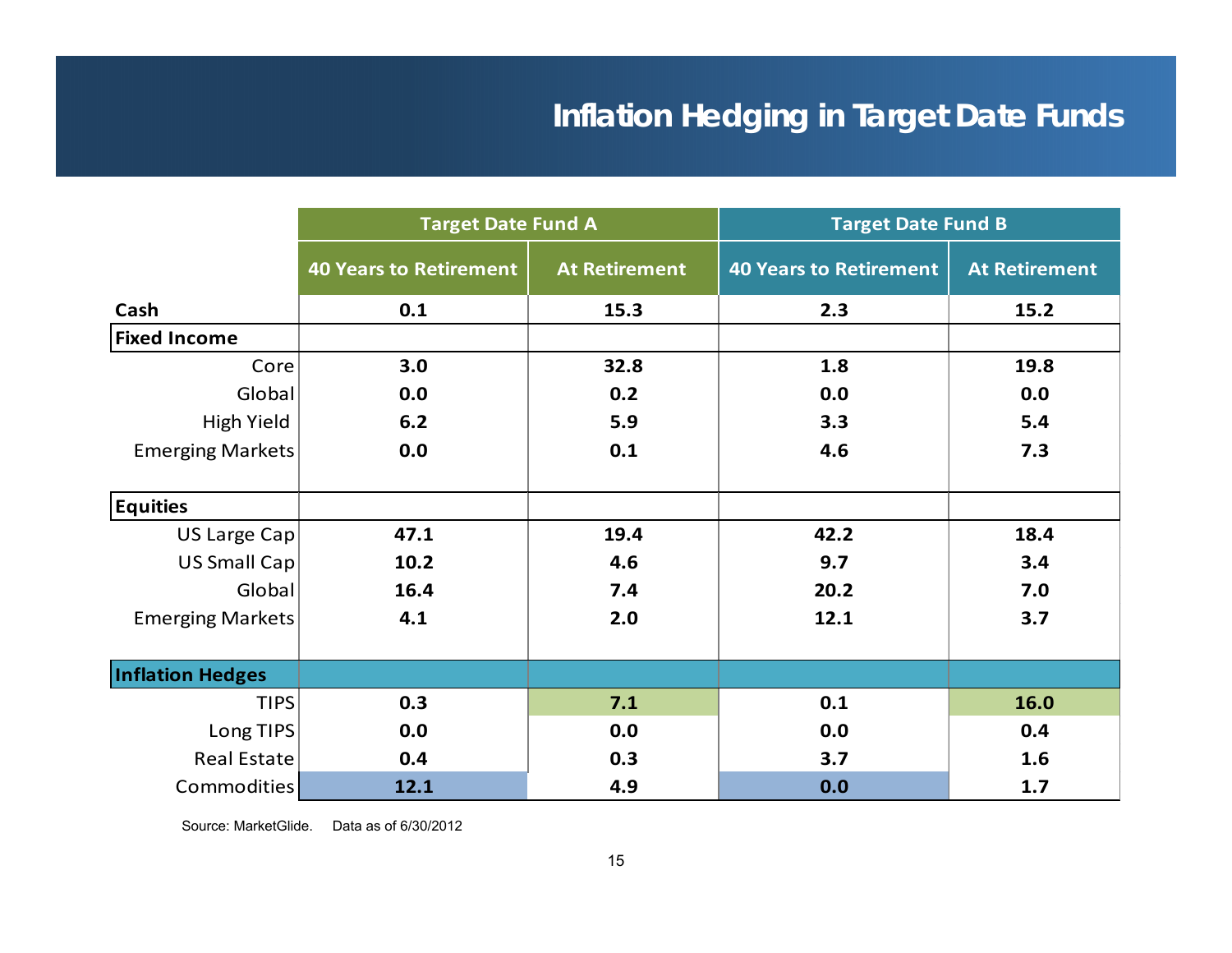## Inflation Hedging in Target Date Funds

| | Target Date Fund A | | Target Date Fund B | |
|---|---|---|---|---|
| | 40 Years to Retirement | At Retirement | 40 Years to Retirement | At Retirement |
| **Cash** | 0.1 | 15.3 | 2.3 | 15.2 |
| **Fixed Income** | | | | |
| Core | 3.0 | 32.8 | 1.8 | 19.8 |
| Global | 0.0 | 0.2 | 0.0 | 0.0 |
| High Yield | 6.2 | 5.9 | 3.3 | 5.4 |
| Emerging Markets | 0.0 | 0.1 | 4.6 | 7.3 |
| **Equities** | | | | |
| US Large Cap | 47.1 | 19.4 | 42.2 | 18.4 |
| US Small Cap | 10.2 | 4.6 | 9.7 | 3.4 |
| Global | 16.4 | 7.4 | 20.2 | 7.0 |
| Emerging Markets | 4.1 | 2.0 | 12.1 | 3.7 |
| **Inflation Hedges** | | | | |
| TIPS | 0.3 | 7.1 | 0.1 | 16.0 |
| Long TIPS | 0.0 | 0.0 | 0.0 | 0.4 |
| Real Estate | 0.4 | 0.3 | 3.7 | 1.6 |
| Commodities | 12.1 | 4.9 | 0.0 | 1.7 |

Source: MarketGlide. Data as of 6/30/2012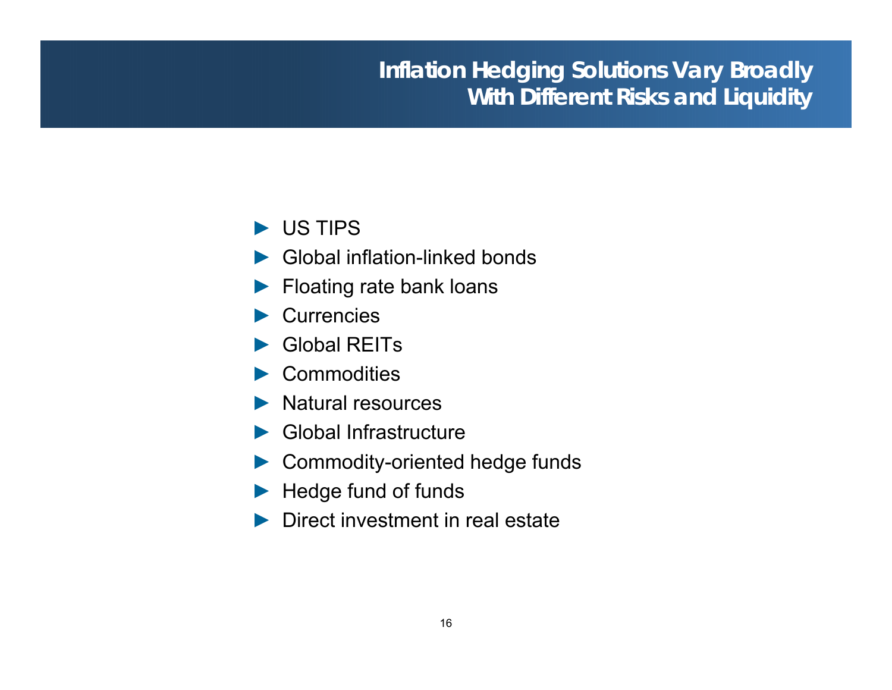# Inflation Hedging Solutions Vary Broadly With Different Risks and Liquidity

- US TIPS
- Global inflation-linked bonds
- Floating rate bank loans
- Currencies
- Global REITs
- Commodities
- Natural resources
- Global Infrastructure
- Commodity-oriented hedge funds
- Hedge fund of funds
- Direct investment in real estate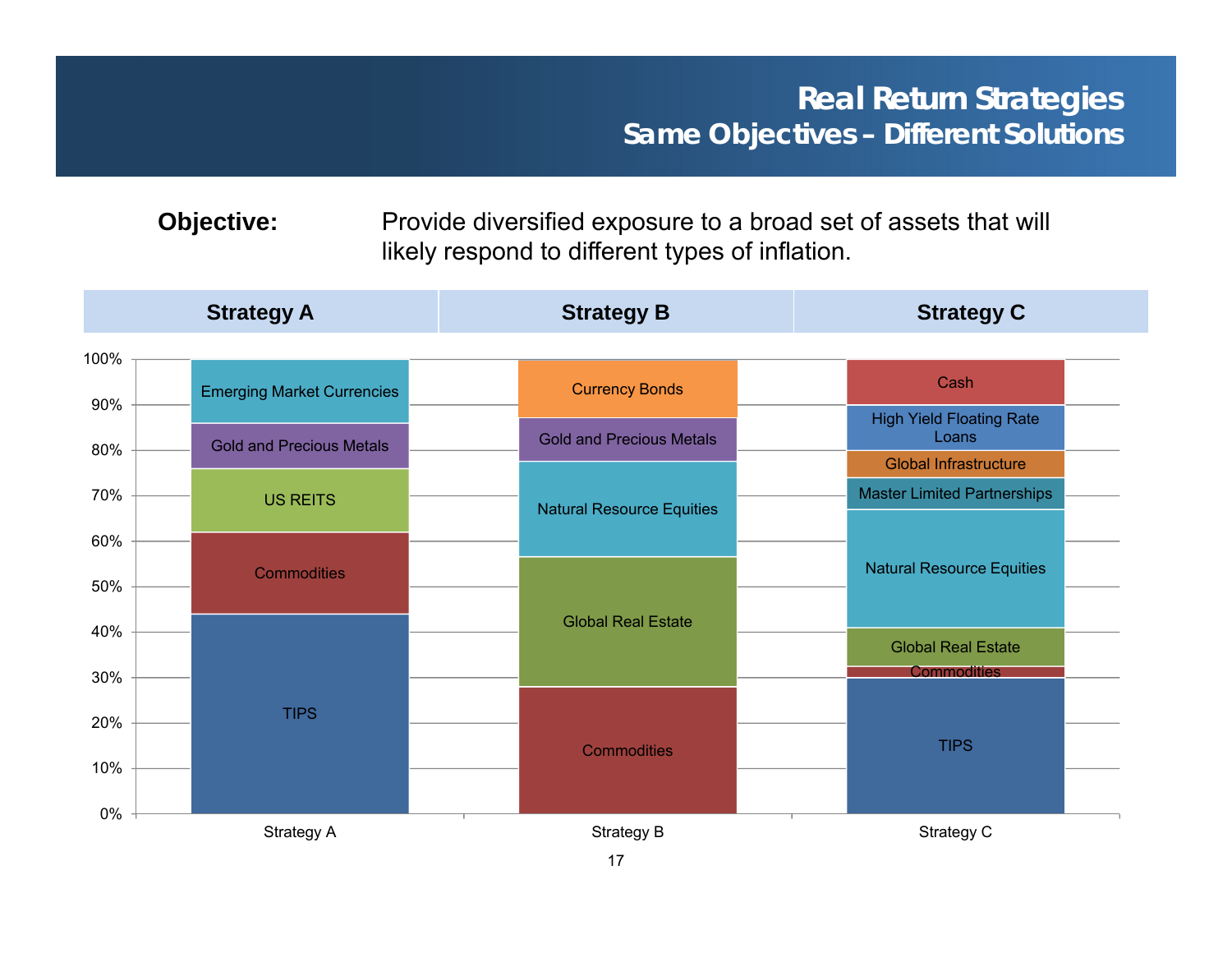# Real Return Strategies
## Same Objectives – Different Solutions

**Objective:** Provide diversified exposure to a broad set of assets that will likely respond to different types of inflation.

| Strategy A | Strategy B | Strategy C |
|---|---|---|
| Emerging Market Currencies | Currency Bonds | Cash |
| Gold and Precious Metals | Gold and Precious Metals | High Yield Floating Rate Loans |
| US REITS | Natural Resource Equities | Global Infrastructure |
| Commodities | Global Real Estate | Master Limited Partnerships |
| TIPS | Commodities | Natural Resource Equities |
| | | Global Real Estate |
| | | Commodities |
| | | TIPS |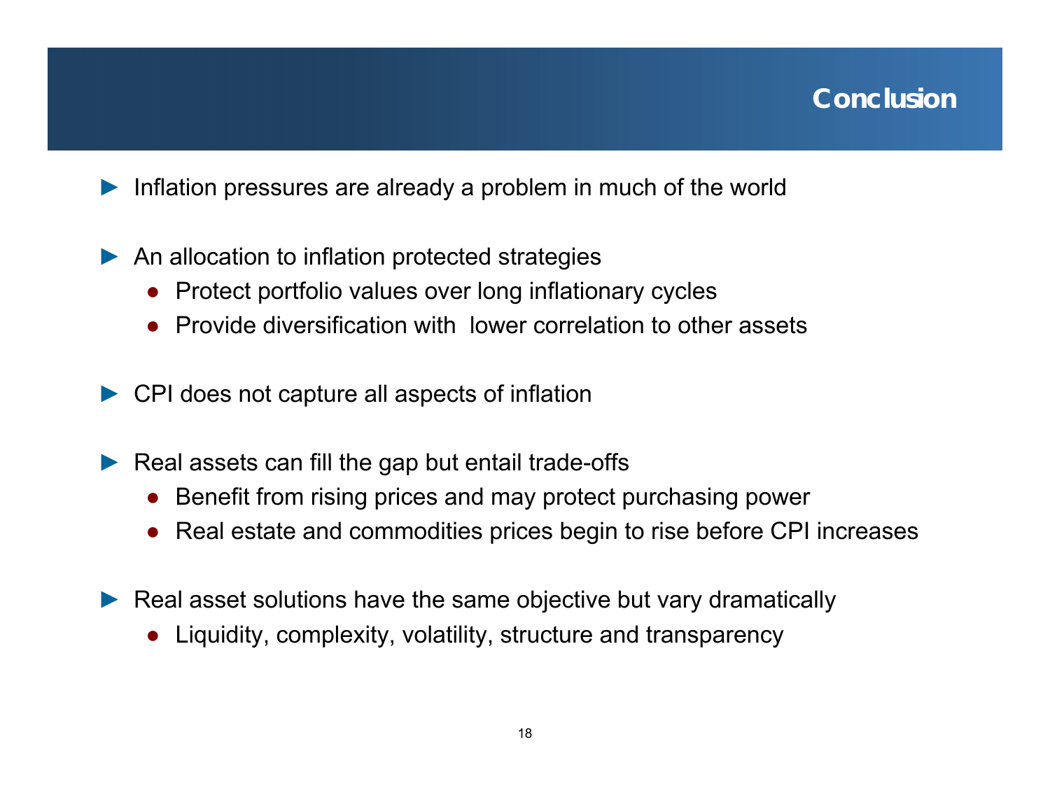# Conclusion

- Inflation pressures are already a problem in much of the world

- An allocation to inflation protected strategies
  - Protect portfolio values over long inflationary cycles
  - Provide diversification with lower correlation to other assets

- CPI does not capture all aspects of inflation

- Real assets can fill the gap but entail trade-offs
  - Benefit from rising prices and may protect purchasing power
  - Real estate and commodities prices begin to rise before CPI increases

- Real asset solutions have the same objective but vary dramatically
  - Liquidity, complexity, volatility, structure and transparency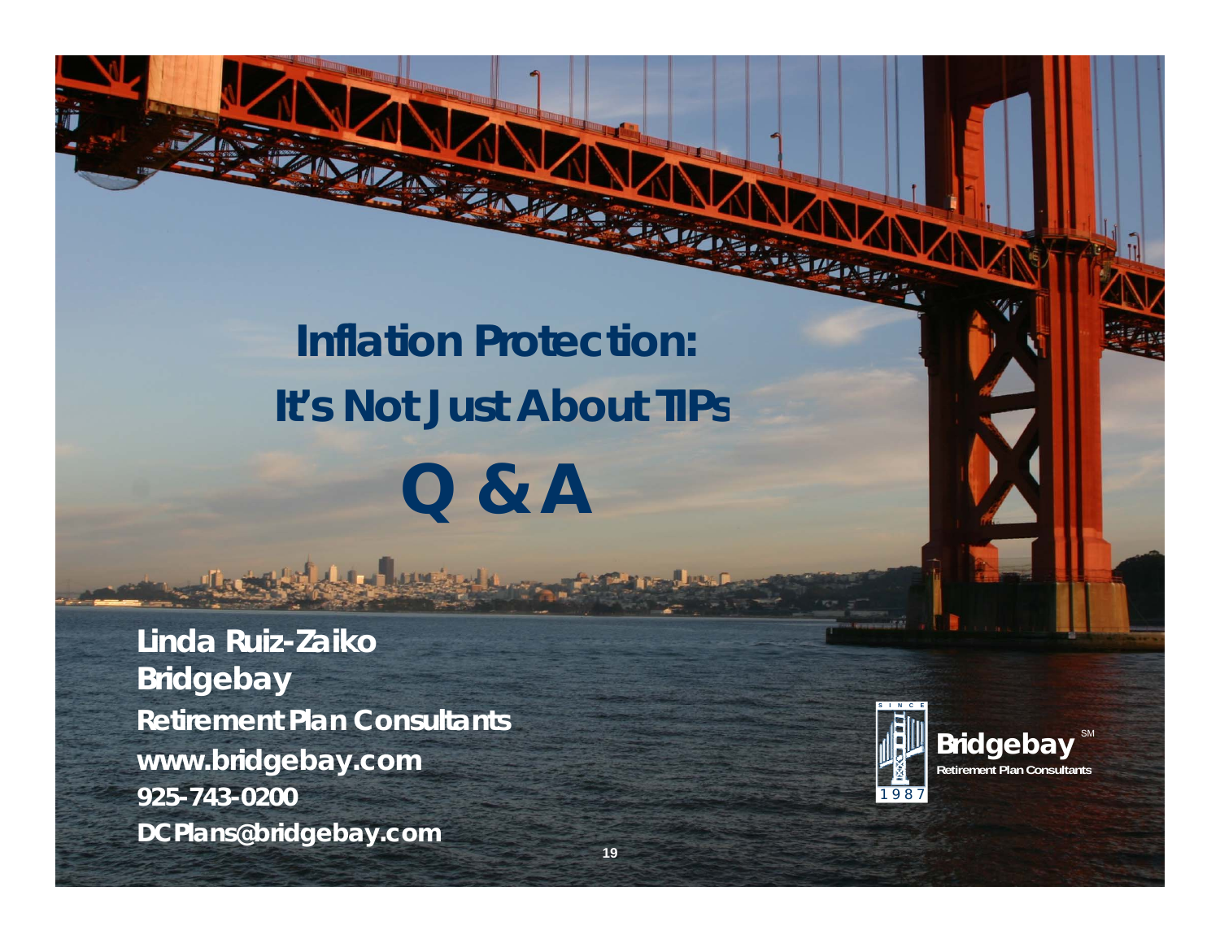# Inflation Protection:
# It's Not Just About TIPs

# Q & A

**Linda Ruiz-Zaiko**
**Bridgebay**
**Retirement Plan Consultants**
**www.bridgebay.com**
**925-743-0200**
**DCPlans@bridgebay.com**

SINCE 1987
Bridgebay[SM]
Retirement Plan Consultants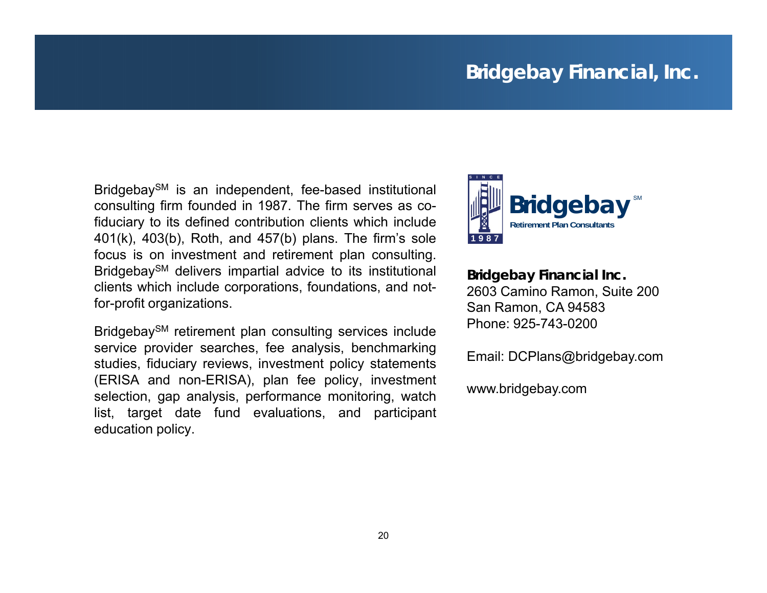# Bridgebay Financial, Inc.

Bridgebay[SM] is an independent, fee-based institutional consulting firm founded in 1987. The firm serves as co-fiduciary to its defined contribution clients which include 401(k), 403(b), Roth, and 457(b) plans. The firm's sole focus is on investment and retirement plan consulting. Bridgebay[SM] delivers impartial advice to its institutional clients which include corporations, foundations, and not-for-profit organizations.

Bridgebay[SM] retirement plan consulting services include service provider searches, fee analysis, benchmarking studies, fiduciary reviews, investment policy statements (ERISA and non-ERISA), plan fee policy, investment selection, gap analysis, performance monitoring, watch list, target date fund evaluations, and participant education policy.

SINCE 1987

Bridgebay[SM]

Retirement Plan Consultants

**Bridgebay Financial Inc.**
2603 Camino Ramon, Suite 200
San Ramon, CA 94583
Phone: 925-743-0200

Email: DCPlans@bridgebay.com

www.bridgebay.com